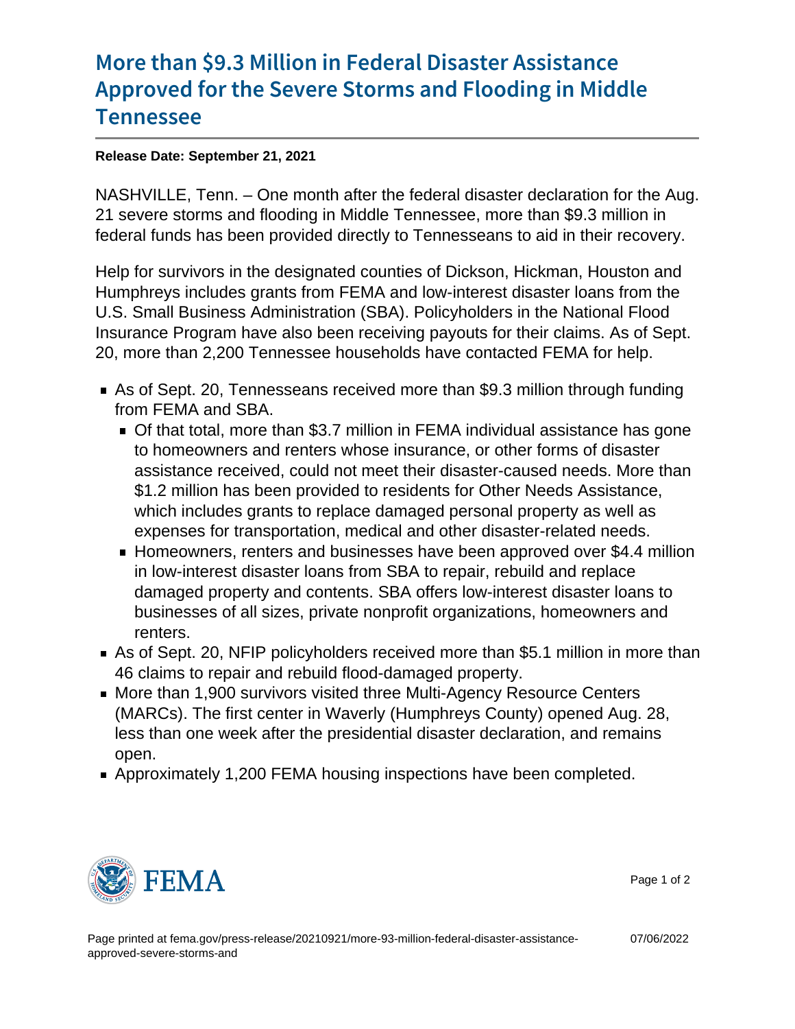# More than $9.3 Million in Federal Disaster Assistance Approved for the Severe Storms and Flooding in Middle Tennessee

**Release Date: September 21, 2021**

NASHVILLE, Tenn. – One month after the federal disaster declaration for the Aug. 21 severe storms and flooding in Middle Tennessee, more than $9.3 million in federal funds has been provided directly to Tennesseans to aid in their recovery.

Help for survivors in the designated counties of Dickson, Hickman, Houston and Humphreys includes grants from FEMA and low-interest disaster loans from the U.S. Small Business Administration (SBA). Policyholders in the National Flood Insurance Program have also been receiving payouts for their claims. As of Sept. 20, more than 2,200 Tennessee households have contacted FEMA for help.

- As of Sept. 20, Tennesseans received more than $9.3 million through funding from FEMA and SBA.
  - Of that total, more than $3.7 million in FEMA individual assistance has gone to homeowners and renters whose insurance, or other forms of disaster assistance received, could not meet their disaster-caused needs. More than $1.2 million has been provided to residents for Other Needs Assistance, which includes grants to replace damaged personal property as well as expenses for transportation, medical and other disaster-related needs.
  - Homeowners, renters and businesses have been approved over $4.4 million in low-interest disaster loans from SBA to repair, rebuild and replace damaged property and contents. SBA offers low-interest disaster loans to businesses of all sizes, private nonprofit organizations, homeowners and renters.
- As of Sept. 20, NFIP policyholders received more than $5.1 million in more than 46 claims to repair and rebuild flood-damaged property.
- More than 1,900 survivors visited three Multi-Agency Resource Centers (MARCs). The first center in Waverly (Humphreys County) opened Aug. 28, less than one week after the presidential disaster declaration, and remains open.
- Approximately 1,200 FEMA housing inspections have been completed.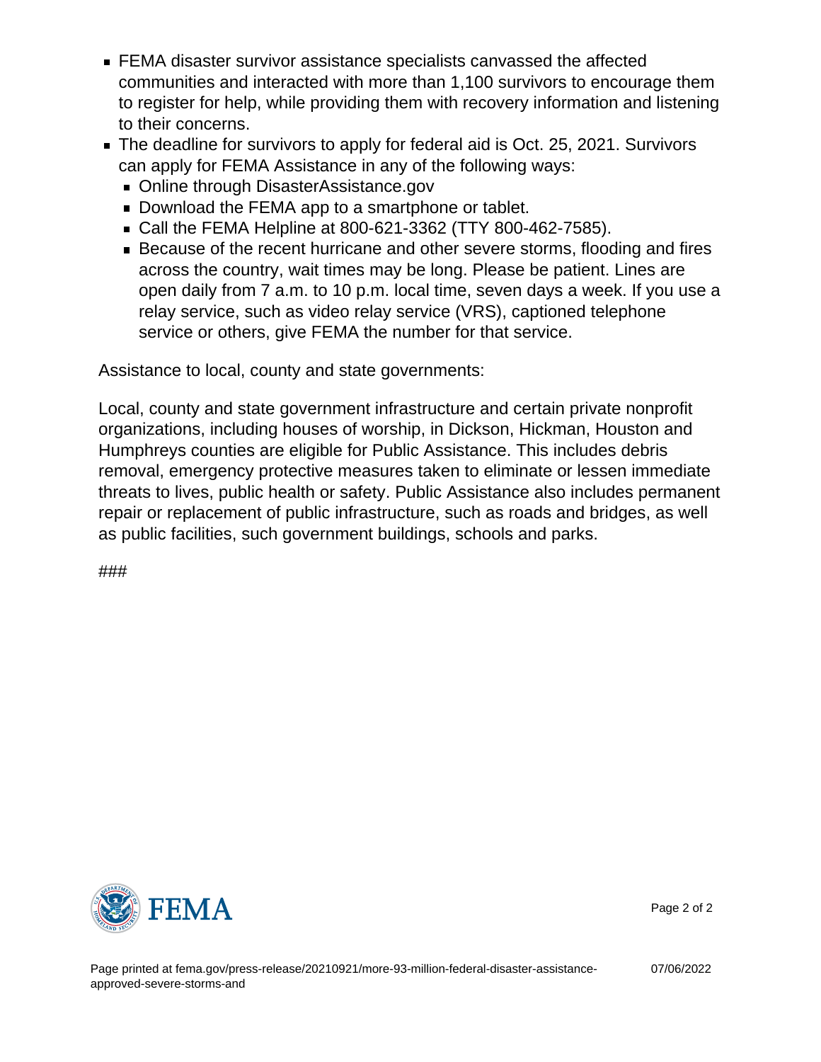- FEMA disaster survivor assistance specialists canvassed the affected communities and interacted with more than 1,100 survivors to encourage them to register for help, while providing them with recovery information and listening to their concerns.
- The deadline for survivors to apply for federal aid is Oct. 25, 2021. Survivors can apply for FEMA Assistance in any of the following ways:
  - Online through DisasterAssistance.gov
  - Download the FEMA app to a smartphone or tablet.
  - Call the FEMA Helpline at 800-621-3362 (TTY 800-462-7585).
  - Because of the recent hurricane and other severe storms, flooding and fires across the country, wait times may be long. Please be patient. Lines are open daily from 7 a.m. to 10 p.m. local time, seven days a week. If you use a relay service, such as video relay service (VRS), captioned telephone service or others, give FEMA the number for that service.

Assistance to local, county and state governments:

Local, county and state government infrastructure and certain private nonprofit organizations, including houses of worship, in Dickson, Hickman, Houston and Humphreys counties are eligible for Public Assistance. This includes debris removal, emergency protective measures taken to eliminate or lessen immediate threats to lives, public health or safety. Public Assistance also includes permanent repair or replacement of public infrastructure, such as roads and bridges, as well as public facilities, such government buildings, schools and parks.

###